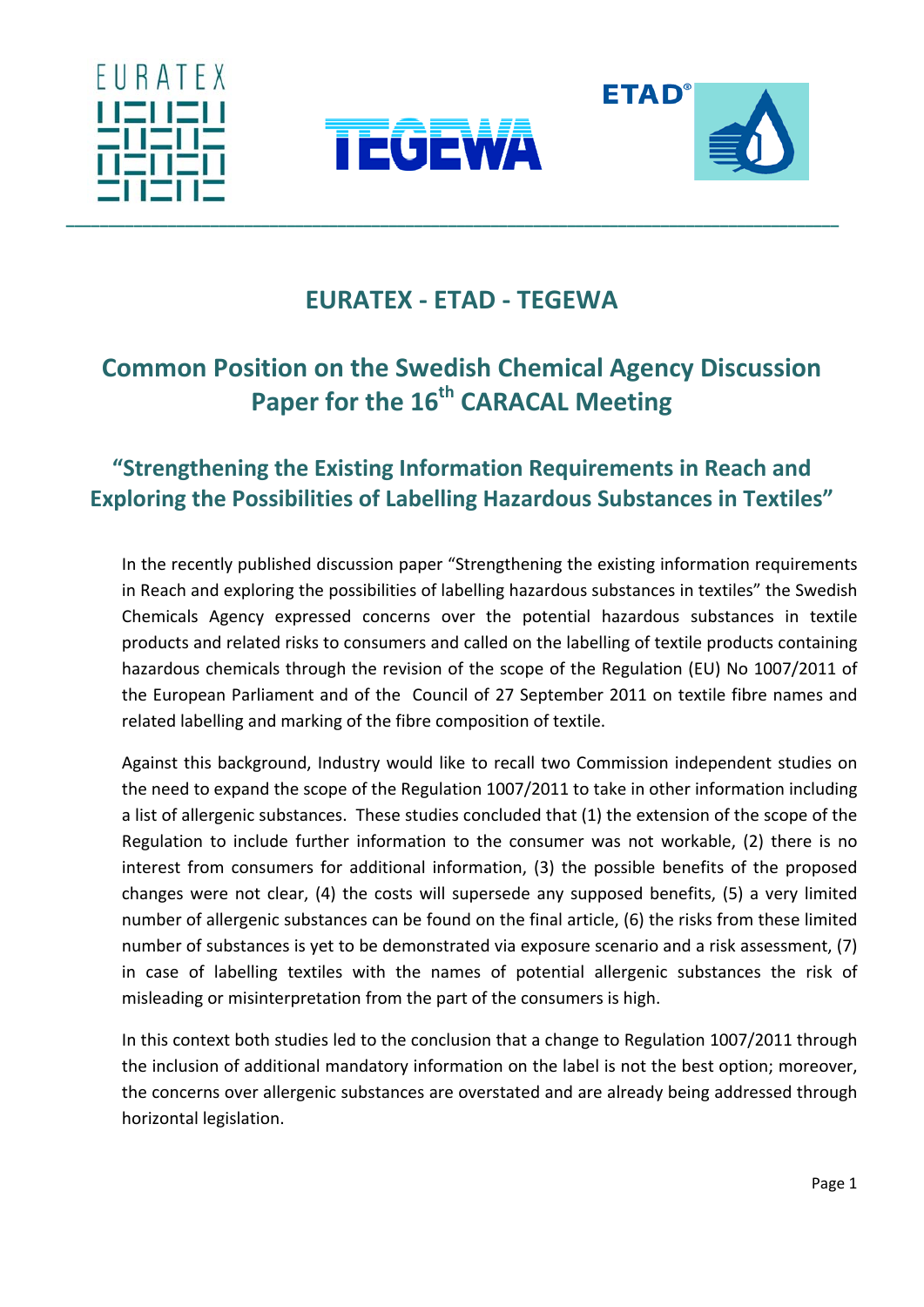# EURATEX - ETAD - TEGEWA

## Common Position on the Swedish Chemical Agency Discussion Paper for the 16th CARACAL Meeting

### "Strengthening the Existing Information Requirements in Reach and Exploring the Possibilities of Labelling Hazardous Substances in Textiles"

In the recently published discussion paper "Strengthening the existing information requirements in Reach and exploring the possibilities of labelling hazardous substances in textiles" the Swedish Chemicals Agency expressed concerns over the potential hazardous substances in textile products and related risks to consumers and called on the labelling of textile products containing hazardous chemicals through the revision of the scope of the Regulation (EU) No 1007/2011 of the European Parliament and of the Council of 27 September 2011 on textile fibre names and related labelling and marking of the fibre composition of textile.

Against this background, Industry would like to recall two Commission independent studies on the need to expand the scope of the Regulation 1007/2011 to take in other information including a list of allergenic substances. These studies concluded that (1) the extension of the scope of the Regulation to include further information to the consumer was not workable, (2) there is no interest from consumers for additional information, (3) the possible benefits of the proposed changes were not clear, (4) the costs will supersede any supposed benefits, (5) a very limited number of allergenic substances can be found on the final article, (6) the risks from these limited number of substances is yet to be demonstrated via exposure scenario and a risk assessment, (7) in case of labelling textiles with the names of potential allergenic substances the risk of misleading or misinterpretation from the part of the consumers is high.

In this context both studies led to the conclusion that a change to Regulation 1007/2011 through the inclusion of additional mandatory information on the label is not the best option; moreover, the concerns over allergenic substances are overstated and are already being addressed through horizontal legislation.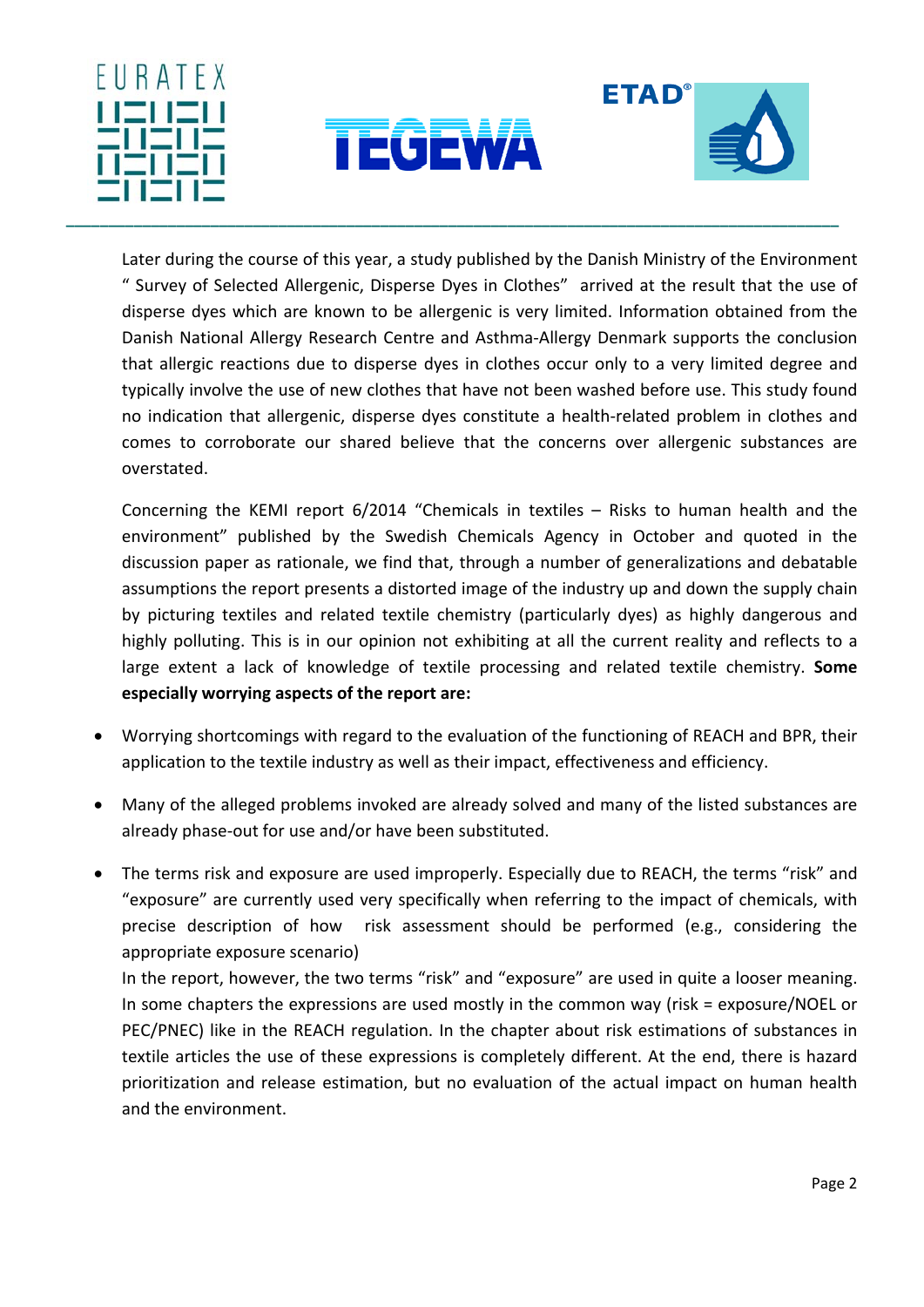Later during the course of this year, a study published by the Danish Ministry of the Environment " Survey of Selected Allergenic, Disperse Dyes in Clothes" arrived at the result that the use of disperse dyes which are known to be allergenic is very limited. Information obtained from the Danish National Allergy Research Centre and Asthma-Allergy Denmark supports the conclusion that allergic reactions due to disperse dyes in clothes occur only to a very limited degree and typically involve the use of new clothes that have not been washed before use. This study found no indication that allergenic, disperse dyes constitute a health-related problem in clothes and comes to corroborate our shared believe that the concerns over allergenic substances are overstated.

Concerning the KEMI report 6/2014 "Chemicals in textiles – Risks to human health and the environment" published by the Swedish Chemicals Agency in October and quoted in the discussion paper as rationale, we find that, through a number of generalizations and debatable assumptions the report presents a distorted image of the industry up and down the supply chain by picturing textiles and related textile chemistry (particularly dyes) as highly dangerous and highly polluting. This is in our opinion not exhibiting at all the current reality and reflects to a large extent a lack of knowledge of textile processing and related textile chemistry. **Some especially worrying aspects of the report are:**

- Worrying shortcomings with regard to the evaluation of the functioning of REACH and BPR, their application to the textile industry as well as their impact, effectiveness and efficiency.
- Many of the alleged problems invoked are already solved and many of the listed substances are already phase-out for use and/or have been substituted.
- The terms risk and exposure are used improperly. Especially due to REACH, the terms "risk" and "exposure" are currently used very specifically when referring to the impact of chemicals, with precise description of how risk assessment should be performed (e.g., considering the appropriate exposure scenario)
  In the report, however, the two terms "risk" and "exposure" are used in quite a looser meaning. In some chapters the expressions are used mostly in the common way (risk = exposure/NOEL or PEC/PNEC) like in the REACH regulation. In the chapter about risk estimations of substances in textile articles the use of these expressions is completely different. At the end, there is hazard prioritization and release estimation, but no evaluation of the actual impact on human health and the environment.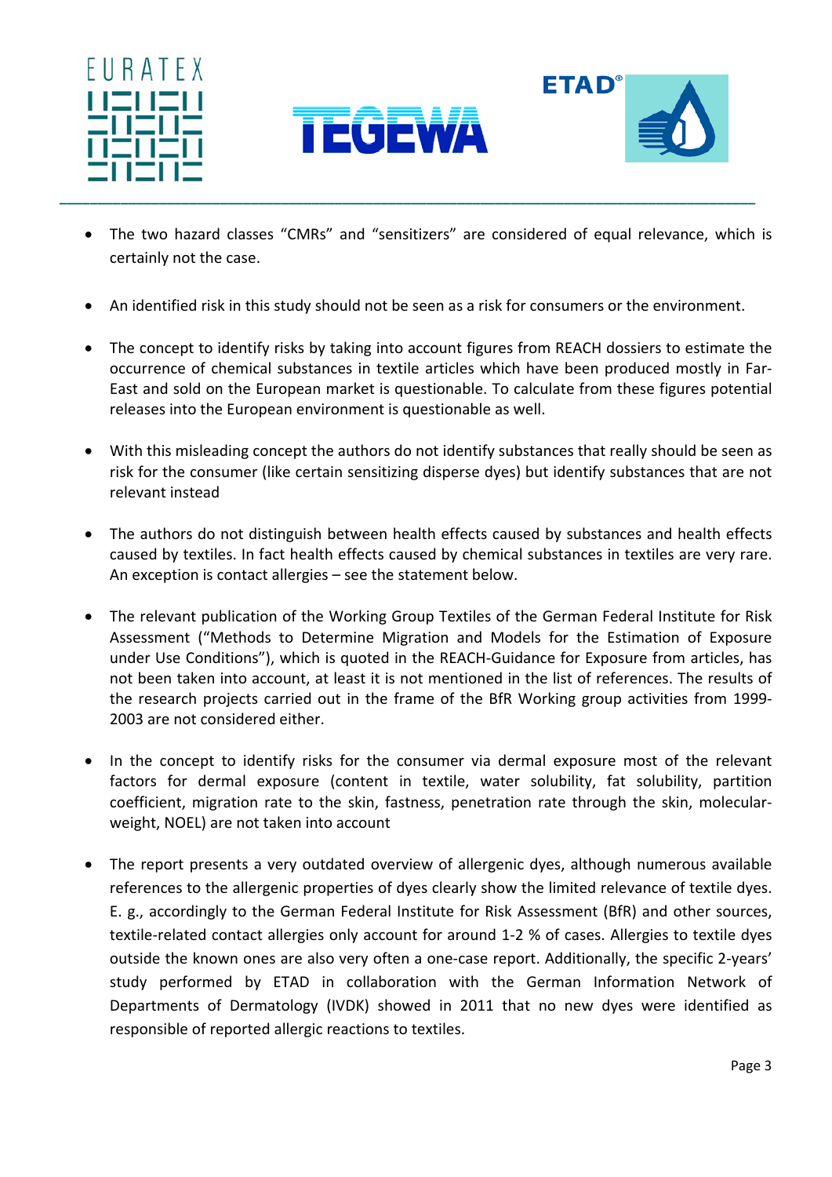- The two hazard classes "CMRs" and "sensitizers" are considered of equal relevance, which is certainly not the case.

- An identified risk in this study should not be seen as a risk for consumers or the environment.

- The concept to identify risks by taking into account figures from REACH dossiers to estimate the occurrence of chemical substances in textile articles which have been produced mostly in Far-East and sold on the European market is questionable. To calculate from these figures potential releases into the European environment is questionable as well.

- With this misleading concept the authors do not identify substances that really should be seen as risk for the consumer (like certain sensitizing disperse dyes) but identify substances that are not relevant instead

- The authors do not distinguish between health effects caused by substances and health effects caused by textiles. In fact health effects caused by chemical substances in textiles are very rare. An exception is contact allergies – see the statement below.

- The relevant publication of the Working Group Textiles of the German Federal Institute for Risk Assessment ("Methods to Determine Migration and Models for the Estimation of Exposure under Use Conditions"), which is quoted in the REACH-Guidance for Exposure from articles, has not been taken into account, at least it is not mentioned in the list of references. The results of the research projects carried out in the frame of the BfR Working group activities from 1999-2003 are not considered either.

- In the concept to identify risks for the consumer via dermal exposure most of the relevant factors for dermal exposure (content in textile, water solubility, fat solubility, partition coefficient, migration rate to the skin, fastness, penetration rate through the skin, molecular-weight, NOEL) are not taken into account

- The report presents a very outdated overview of allergenic dyes, although numerous available references to the allergenic properties of dyes clearly show the limited relevance of textile dyes. E. g., accordingly to the German Federal Institute for Risk Assessment (BfR) and other sources, textile-related contact allergies only account for around 1-2 % of cases. Allergies to textile dyes outside the known ones are also very often a one-case report. Additionally, the specific 2-years' study performed by ETAD in collaboration with the German Information Network of Departments of Dermatology (IVDK) showed in 2011 that no new dyes were identified as responsible of reported allergic reactions to textiles.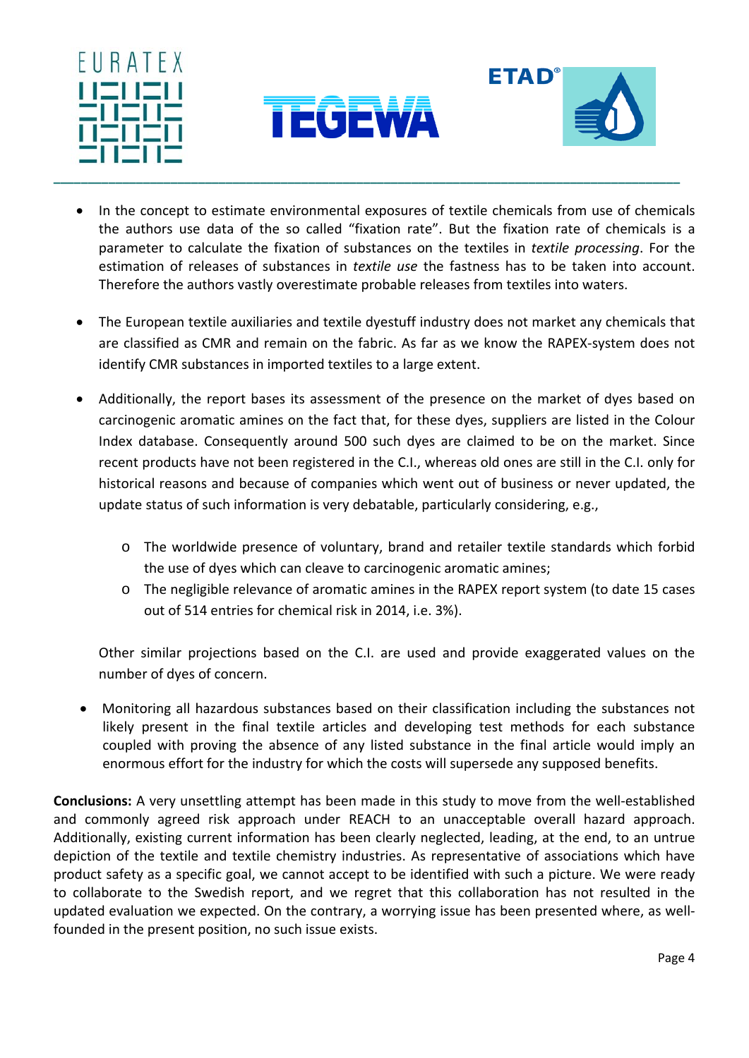- In the concept to estimate environmental exposures of textile chemicals from use of chemicals the authors use data of the so called "fixation rate". But the fixation rate of chemicals is a parameter to calculate the fixation of substances on the textiles in *textile processing*. For the estimation of releases of substances in *textile use* the fastness has to be taken into account. Therefore the authors vastly overestimate probable releases from textiles into waters.

- The European textile auxiliaries and textile dyestuff industry does not market any chemicals that are classified as CMR and remain on the fabric. As far as we know the RAPEX-system does not identify CMR substances in imported textiles to a large extent.

- Additionally, the report bases its assessment of the presence on the market of dyes based on carcinogenic aromatic amines on the fact that, for these dyes, suppliers are listed in the Colour Index database. Consequently around 500 such dyes are claimed to be on the market. Since recent products have not been registered in the C.I., whereas old ones are still in the C.I. only for historical reasons and because of companies which went out of business or never updated, the update status of such information is very debatable, particularly considering, e.g.,

  - The worldwide presence of voluntary, brand and retailer textile standards which forbid the use of dyes which can cleave to carcinogenic aromatic amines;
  - The negligible relevance of aromatic amines in the RAPEX report system (to date 15 cases out of 514 entries for chemical risk in 2014, i.e. 3%).

  Other similar projections based on the C.I. are used and provide exaggerated values on the number of dyes of concern.

- Monitoring all hazardous substances based on their classification including the substances not likely present in the final textile articles and developing test methods for each substance coupled with proving the absence of any listed substance in the final article would imply an enormous effort for the industry for which the costs will supersede any supposed benefits.

**Conclusions:** A very unsettling attempt has been made in this study to move from the well-established and commonly agreed risk approach under REACH to an unacceptable overall hazard approach. Additionally, existing current information has been clearly neglected, leading, at the end, to an untrue depiction of the textile and textile chemistry industries. As representative of associations which have product safety as a specific goal, we cannot accept to be identified with such a picture. We were ready to collaborate to the Swedish report, and we regret that this collaboration has not resulted in the updated evaluation we expected. On the contrary, a worrying issue has been presented where, as well-founded in the present position, no such issue exists.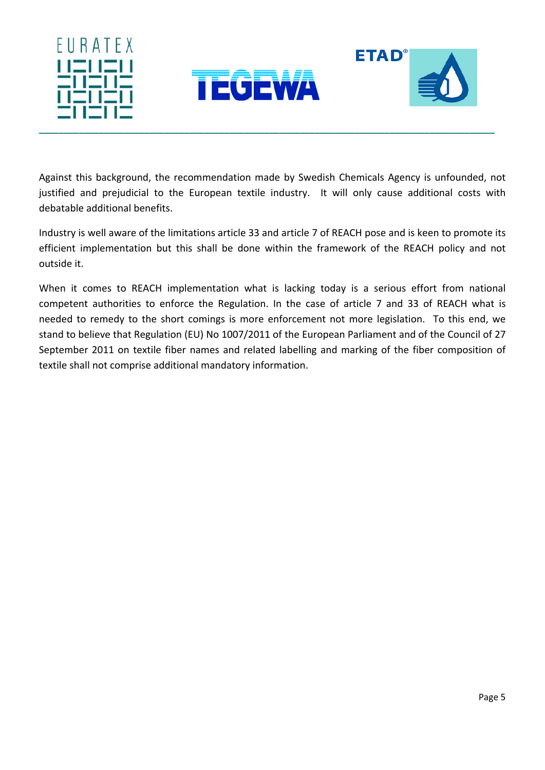Against this background, the recommendation made by Swedish Chemicals Agency is unfounded, not justified and prejudicial to the European textile industry. It will only cause additional costs with debatable additional benefits.

Industry is well aware of the limitations article 33 and article 7 of REACH pose and is keen to promote its efficient implementation but this shall be done within the framework of the REACH policy and not outside it.

When it comes to REACH implementation what is lacking today is a serious effort from national competent authorities to enforce the Regulation. In the case of article 7 and 33 of REACH what is needed to remedy to the short comings is more enforcement not more legislation. To this end, we stand to believe that Regulation (EU) No 1007/2011 of the European Parliament and of the Council of 27 September 2011 on textile fiber names and related labelling and marking of the fiber composition of textile shall not comprise additional mandatory information.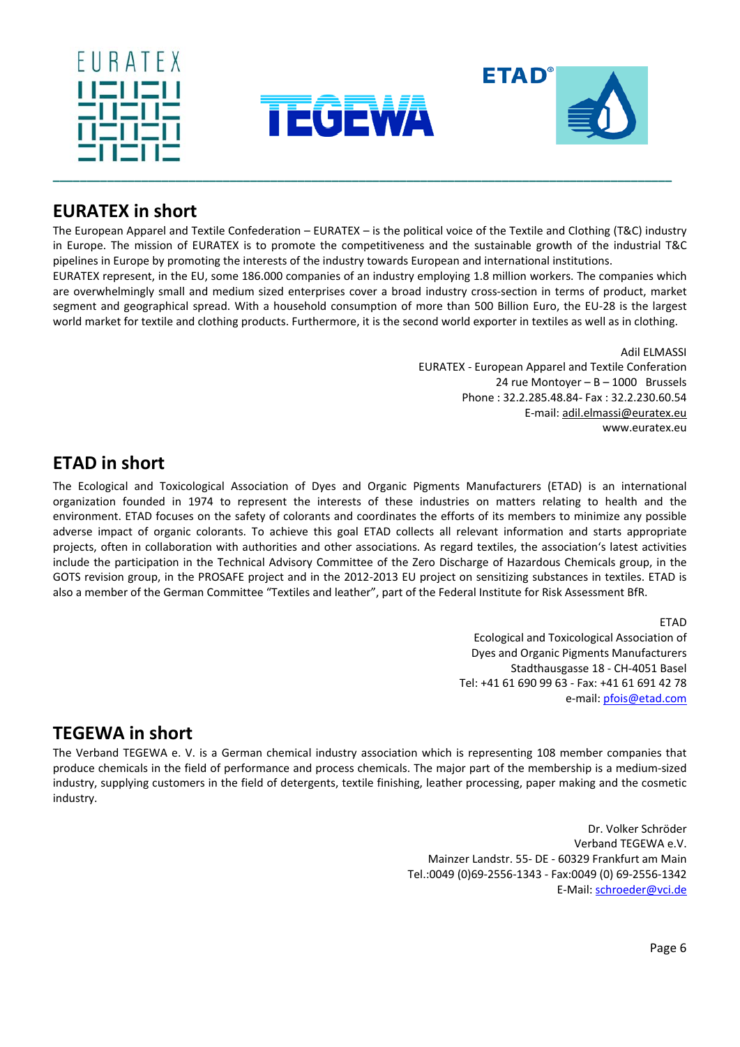## EURATEX in short

The European Apparel and Textile Confederation – EURATEX – is the political voice of the Textile and Clothing (T&C) industry in Europe. The mission of EURATEX is to promote the competitiveness and the sustainable growth of the industrial T&C pipelines in Europe by promoting the interests of the industry towards European and international institutions.
EURATEX represent, in the EU, some 186.000 companies of an industry employing 1.8 million workers. The companies which are overwhelmingly small and medium sized enterprises cover a broad industry cross-section in terms of product, market segment and geographical spread. With a household consumption of more than 500 Billion Euro, the EU-28 is the largest world market for textile and clothing products. Furthermore, it is the second world exporter in textiles as well as in clothing.

Adil ELMASSI
EURATEX - European Apparel and Textile Conferation
24 rue Montoyer – B – 1000 Brussels
Phone : 32.2.285.48.84- Fax : 32.2.230.60.54
E-mail: adil.elmassi@euratex.eu
www.euratex.eu

## ETAD in short

The Ecological and Toxicological Association of Dyes and Organic Pigments Manufacturers (ETAD) is an international organization founded in 1974 to represent the interests of these industries on matters relating to health and the environment. ETAD focuses on the safety of colorants and coordinates the efforts of its members to minimize any possible adverse impact of organic colorants. To achieve this goal ETAD collects all relevant information and starts appropriate projects, often in collaboration with authorities and other associations. As regard textiles, the association's latest activities include the participation in the Technical Advisory Committee of the Zero Discharge of Hazardous Chemicals group, in the GOTS revision group, in the PROSAFE project and in the 2012-2013 EU project on sensitizing substances in textiles. ETAD is also a member of the German Committee "Textiles and leather", part of the Federal Institute for Risk Assessment BfR.

ETAD
Ecological and Toxicological Association of
Dyes and Organic Pigments Manufacturers
Stadthausgasse 18 - CH-4051 Basel
Tel: +41 61 690 99 63 - Fax: +41 61 691 42 78
e-mail: pfois@etad.com

## TEGEWA in short

The Verband TEGEWA e. V. is a German chemical industry association which is representing 108 member companies that produce chemicals in the field of performance and process chemicals. The major part of the membership is a medium-sized industry, supplying customers in the field of detergents, textile finishing, leather processing, paper making and the cosmetic industry.

Dr. Volker Schröder
Verband TEGEWA e.V.
Mainzer Landstr. 55- DE - 60329 Frankfurt am Main
Tel.:0049 (0)69-2556-1343 - Fax:0049 (0) 69-2556-1342
E-Mail: schroeder@vci.de